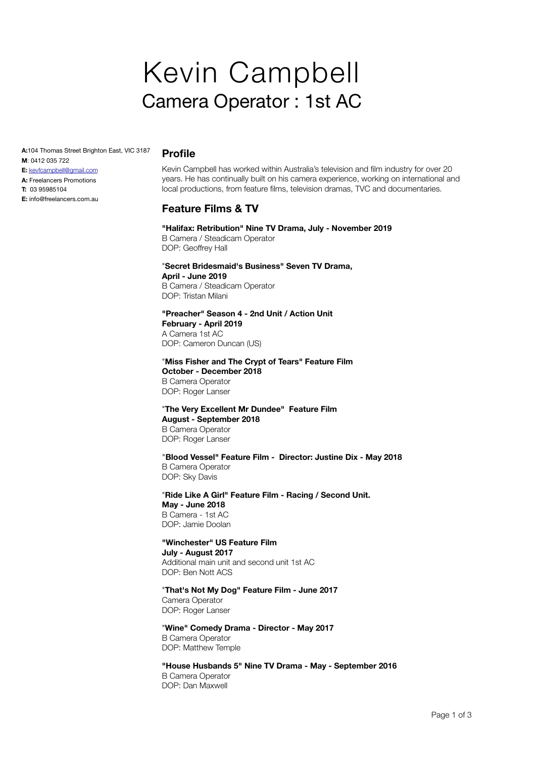# Kevin Campbell

## Camera Operator : 1st AC

**A:** 104 Thomas Street Brighton East, VIC 3187
**M**: 0412 035 722
**E:** kevfcampbell@gmail.com
**A:** Freelancers Promotions
**T:** 03 95985104
**E:** info@freelancers.com.au

## Profile

Kevin Campbell has worked within Australia's television and film industry for over 20 years. He has continually built on his camera experience, working on international and local productions, from feature films, television dramas, TVC and documentaries.

## Feature Films & TV

**"Halifax: Retribution" Nine TV Drama, July - November 2019**
B Camera / Steadicam Operator
DOP: Geoffrey Hall

"**Secret Bridesmaid's Business" Seven TV Drama,**
**April - June 2019**
B Camera / Steadicam Operator
DOP: Tristan Milani

**"Preacher" Season 4 - 2nd Unit / Action Unit**
**February - April 2019**
A Camera 1st AC
DOP: Cameron Duncan (US)

"**Miss Fisher and The Crypt of Tears" Feature Film**
**October - December 2018**
B Camera Operator
DOP: Roger Lanser

"**The Very Excellent Mr Dundee" Feature Film**
**August - September 2018**
B Camera Operator
DOP: Roger Lanser

"**Blood Vessel" Feature Film - Director: Justine Dix - May 2018**
B Camera Operator
DOP: Sky Davis

"**Ride Like A Girl" Feature Film - Racing / Second Unit.**
**May - June 2018**
B Camera - 1st AC
DOP: Jamie Doolan

**"Winchester" US Feature Film**
**July - August 2017**
Additional main unit and second unit 1st AC
DOP: Ben Nott ACS

"**That's Not My Dog" Feature Film - June 2017**
Camera Operator
DOP: Roger Lanser

"**Wine" Comedy Drama - Director - May 2017**
B Camera Operator
DOP: Matthew Temple

**"House Husbands 5" Nine TV Drama - May - September 2016**
B Camera Operator
DOP: Dan Maxwell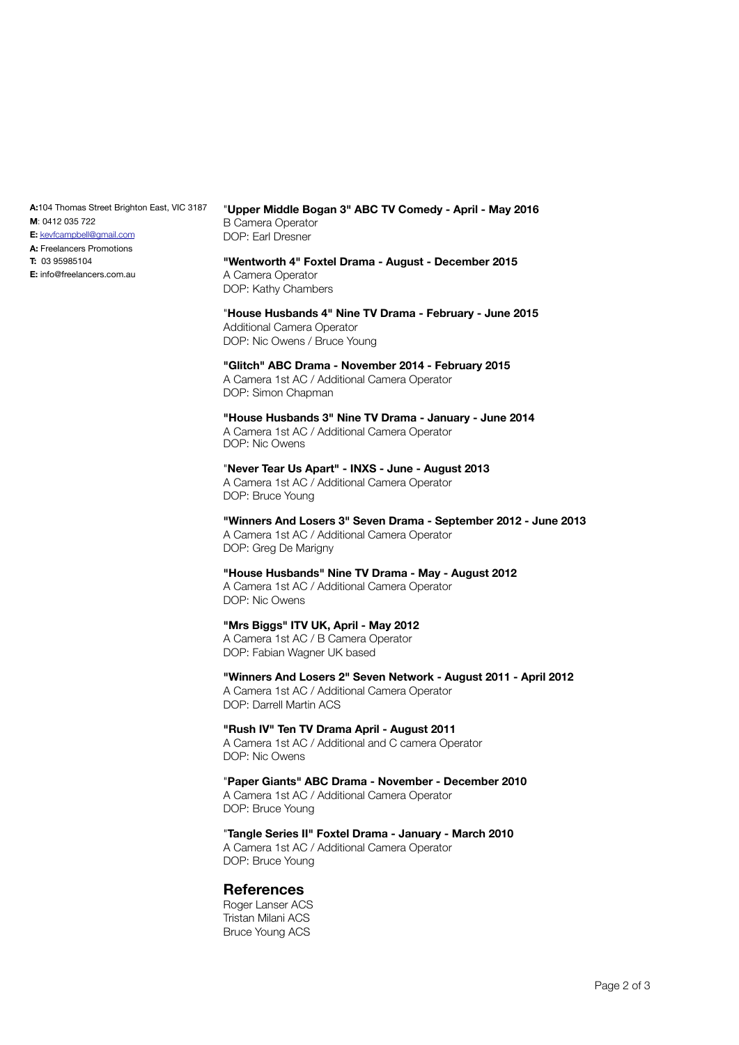**A:** 104 Thomas Street Brighton East, VIC 3187
**M**: 0412 035 722
**E:** kevfcampbell@gmail.com
**A:** Freelancers Promotions
**T:** 03 95985104
**E:** info@freelancers.com.au

**"Upper Middle Bogan 3" ABC TV Comedy - April - May 2016**
B Camera Operator
DOP: Earl Dresner

**"Wentworth 4" Foxtel Drama - August - December 2015**
A Camera Operator
DOP: Kathy Chambers

**"House Husbands 4" Nine TV Drama - February - June 2015**
Additional Camera Operator
DOP: Nic Owens / Bruce Young

**"Glitch" ABC Drama - November 2014 - February 2015**
A Camera 1st AC / Additional Camera Operator
DOP: Simon Chapman

**"House Husbands 3" Nine TV Drama - January - June 2014**
A Camera 1st AC / Additional Camera Operator
DOP: Nic Owens

**"Never Tear Us Apart" - INXS - June - August 2013**
A Camera 1st AC / Additional Camera Operator
DOP: Bruce Young

**"Winners And Losers 3" Seven Drama - September 2012 - June 2013**
A Camera 1st AC / Additional Camera Operator
DOP: Greg De Marigny

**"House Husbands" Nine TV Drama - May - August 2012**
A Camera 1st AC / Additional Camera Operator
DOP: Nic Owens

**"Mrs Biggs" ITV UK, April - May 2012**
A Camera 1st AC / B Camera Operator
DOP: Fabian Wagner UK based

**"Winners And Losers 2" Seven Network - August 2011 - April 2012**
A Camera 1st AC / Additional Camera Operator
DOP: Darrell Martin ACS

**"Rush IV" Ten TV Drama April - August 2011**
A Camera 1st AC / Additional and C camera Operator
DOP: Nic Owens

**"Paper Giants" ABC Drama - November - December 2010**
A Camera 1st AC / Additional Camera Operator
DOP: Bruce Young

**"Tangle Series II" Foxtel Drama - January - March 2010**
A Camera 1st AC / Additional Camera Operator
DOP: Bruce Young

## References

Roger Lanser ACS
Tristan Milani ACS
Bruce Young ACS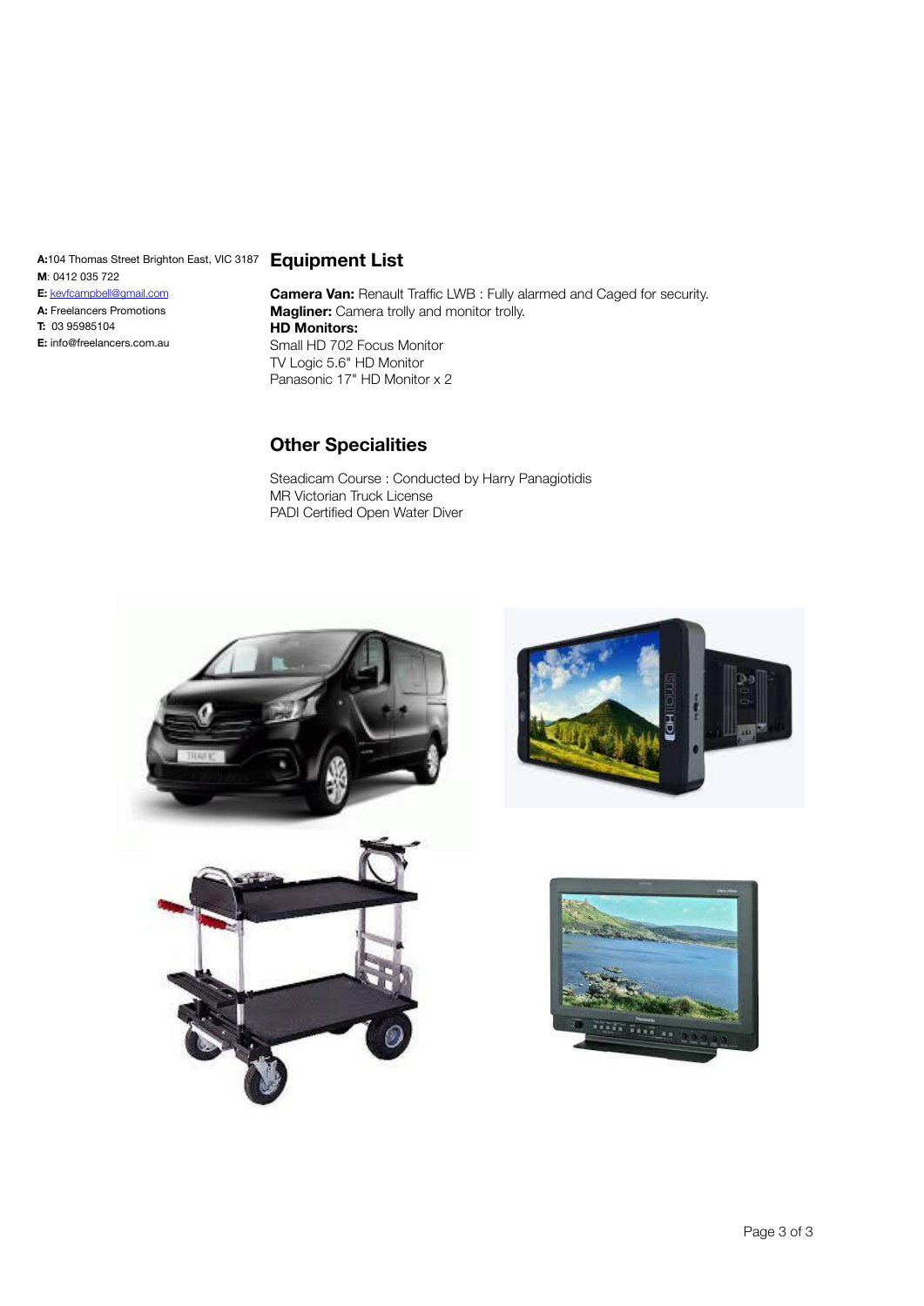**A:** 104 Thomas Street Brighton East, VIC 3187
**M**: 0412 035 722
**E:** kevfcampbell@gmail.com
**A:** Freelancers Promotions
**T:** 03 95985104
**E:** info@freelancers.com.au

## Equipment List

**Camera Van:** Renault Traffic LWB : Fully alarmed and Caged for security.
**Magliner:** Camera trolly and monitor trolly.
**HD Monitors:**
Small HD 702 Focus Monitor
TV Logic 5.6" HD Monitor
Panasonic 17" HD Monitor x 2

## Other Specialities

Steadicam Course : Conducted by Harry Panagiotidis
MR Victorian Truck License
PADI Certified Open Water Diver